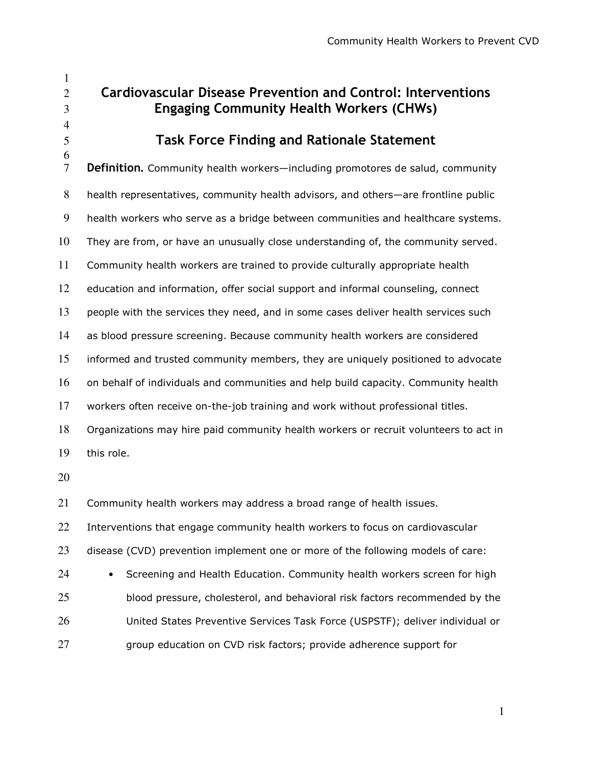# Cardiovascular Disease Prevention and Control: Interventions Engaging Community Health Workers (CHWs)

## Task Force Finding and Rationale Statement

**Definition.** Community health workers—including promotores de salud, community health representatives, community health advisors, and others—are frontline public health workers who serve as a bridge between communities and healthcare systems. They are from, or have an unusually close understanding of, the community served. Community health workers are trained to provide culturally appropriate health education and information, offer social support and informal counseling, connect people with the services they need, and in some cases deliver health services such as blood pressure screening. Because community health workers are considered informed and trusted community members, they are uniquely positioned to advocate on behalf of individuals and communities and help build capacity. Community health workers often receive on-the-job training and work without professional titles. Organizations may hire paid community health workers or recruit volunteers to act in this role.

Community health workers may address a broad range of health issues. Interventions that engage community health workers to focus on cardiovascular disease (CVD) prevention implement one or more of the following models of care:

- Screening and Health Education. Community health workers screen for high blood pressure, cholesterol, and behavioral risk factors recommended by the United States Preventive Services Task Force (USPSTF); deliver individual or group education on CVD risk factors; provide adherence support for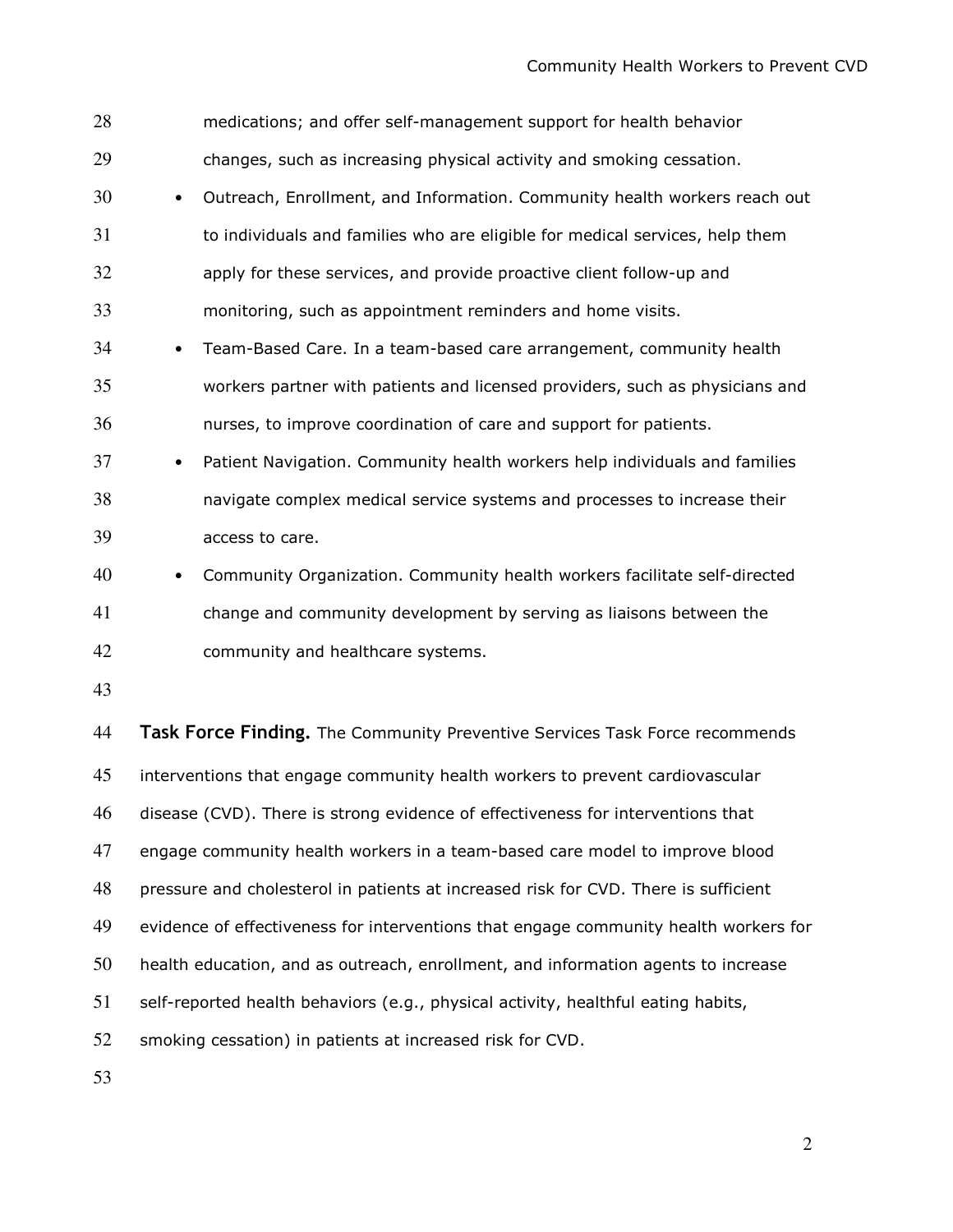medications; and offer self-management support for health behavior changes, such as increasing physical activity and smoking cessation.

- Outreach, Enrollment, and Information. Community health workers reach out to individuals and families who are eligible for medical services, help them apply for these services, and provide proactive client follow-up and monitoring, such as appointment reminders and home visits.
- Team-Based Care. In a team-based care arrangement, community health workers partner with patients and licensed providers, such as physicians and nurses, to improve coordination of care and support for patients.
- Patient Navigation. Community health workers help individuals and families navigate complex medical service systems and processes to increase their access to care.
- Community Organization. Community health workers facilitate self-directed change and community development by serving as liaisons between the community and healthcare systems.

**Task Force Finding.** The Community Preventive Services Task Force recommends interventions that engage community health workers to prevent cardiovascular disease (CVD). There is strong evidence of effectiveness for interventions that engage community health workers in a team-based care model to improve blood pressure and cholesterol in patients at increased risk for CVD. There is sufficient evidence of effectiveness for interventions that engage community health workers for health education, and as outreach, enrollment, and information agents to increase self-reported health behaviors (e.g., physical activity, healthful eating habits, smoking cessation) in patients at increased risk for CVD.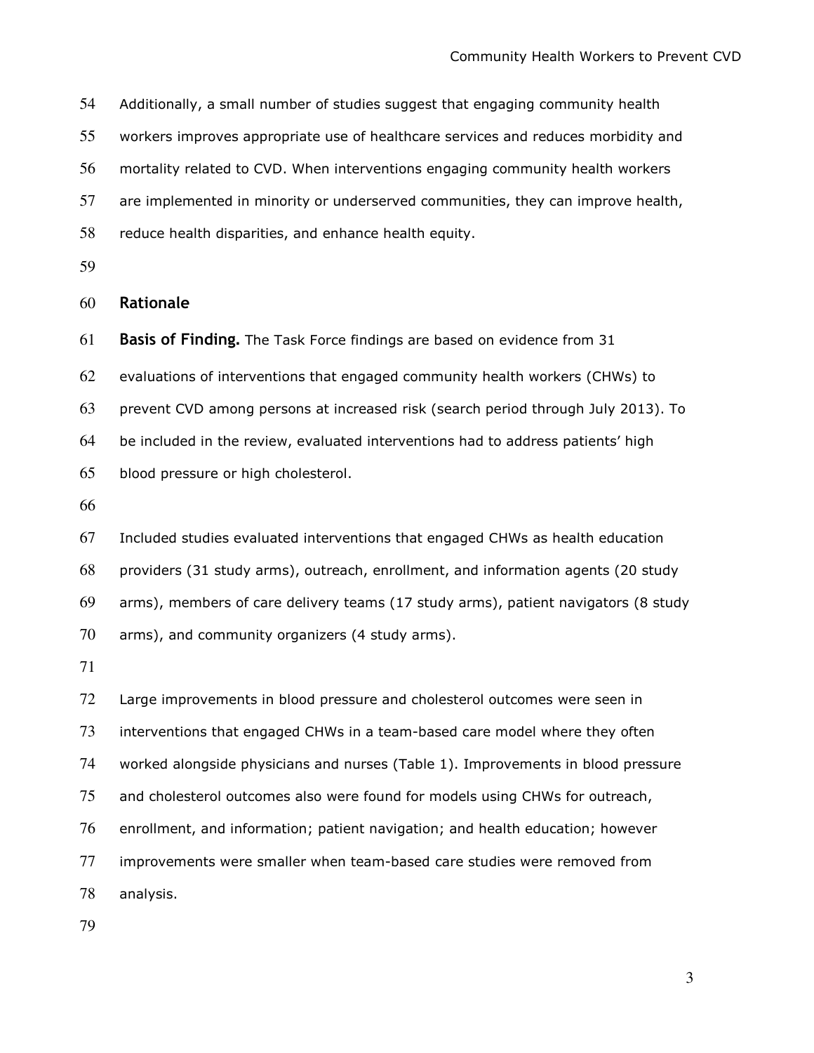Additionally, a small number of studies suggest that engaging community health workers improves appropriate use of healthcare services and reduces morbidity and mortality related to CVD. When interventions engaging community health workers are implemented in minority or underserved communities, they can improve health, reduce health disparities, and enhance health equity.

## Rationale

**Basis of Finding.** The Task Force findings are based on evidence from 31 evaluations of interventions that engaged community health workers (CHWs) to prevent CVD among persons at increased risk (search period through July 2013). To be included in the review, evaluated interventions had to address patients' high blood pressure or high cholesterol.

Included studies evaluated interventions that engaged CHWs as health education providers (31 study arms), outreach, enrollment, and information agents (20 study arms), members of care delivery teams (17 study arms), patient navigators (8 study arms), and community organizers (4 study arms).

Large improvements in blood pressure and cholesterol outcomes were seen in interventions that engaged CHWs in a team-based care model where they often worked alongside physicians and nurses (Table 1). Improvements in blood pressure and cholesterol outcomes also were found for models using CHWs for outreach, enrollment, and information; patient navigation; and health education; however improvements were smaller when team-based care studies were removed from analysis.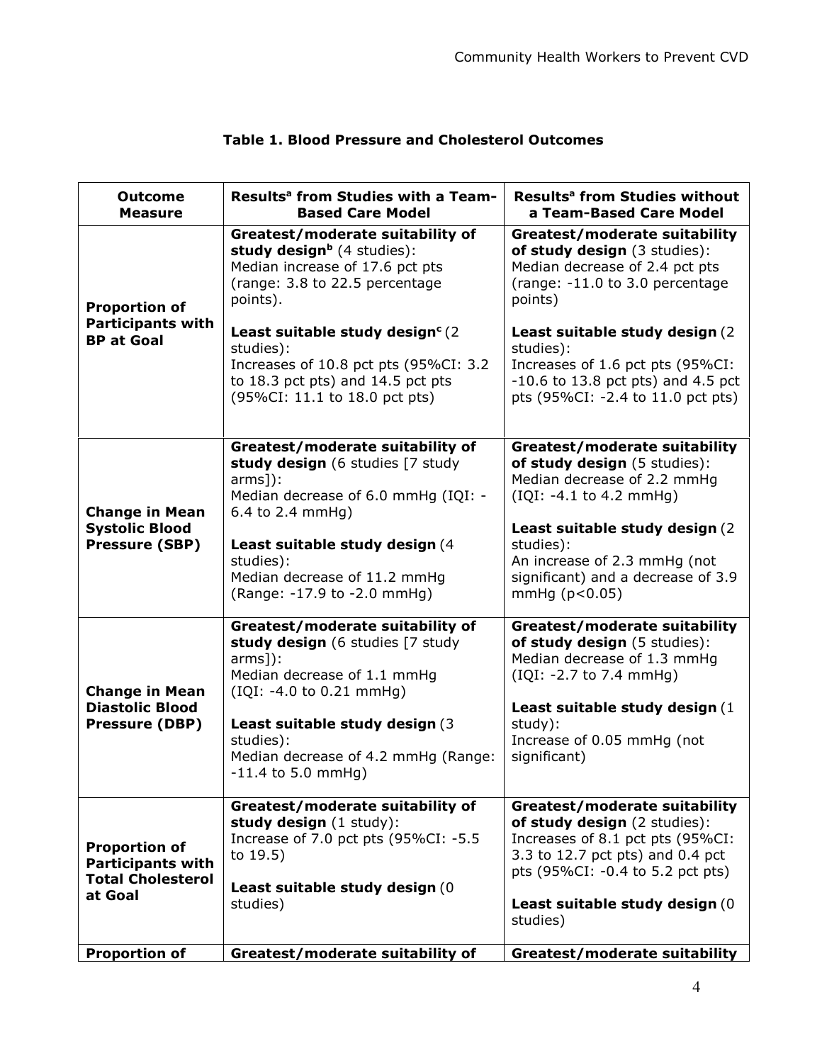**Table 1. Blood Pressure and Cholesterol Outcomes**

| Outcome Measure | Results[a] from Studies with a Team-Based Care Model | Results[a] from Studies without a Team-Based Care Model |
|---|---|---|
| **Proportion of Participants with BP at Goal** | **Greatest/moderate suitability of study design[b]** (4 studies): Median increase of 17.6 pct pts (range: 3.8 to 22.5 percentage points).<br><br>**Least suitable study design[c]** (2 studies): Increases of 10.8 pct pts (95%CI: 3.2 to 18.3 pct pts) and 14.5 pct pts (95%CI: 11.1 to 18.0 pct pts) | **Greatest/moderate suitability of study design** (3 studies): Median decrease of 2.4 pct pts (range: -11.0 to 3.0 percentage points)<br><br>**Least suitable study design** (2 studies): Increases of 1.6 pct pts (95%CI: -10.6 to 13.8 pct pts) and 4.5 pct pts (95%CI: -2.4 to 11.0 pct pts) |
| **Change in Mean Systolic Blood Pressure (SBP)** | **Greatest/moderate suitability of study design** (6 studies [7 study arms]): Median decrease of 6.0 mmHg (IQI: -6.4 to 2.4 mmHg)<br><br>**Least suitable study design** (4 studies): Median decrease of 11.2 mmHg (Range: -17.9 to -2.0 mmHg) | **Greatest/moderate suitability of study design** (5 studies): Median decrease of 2.2 mmHg (IQI: -4.1 to 4.2 mmHg)<br><br>**Least suitable study design** (2 studies): An increase of 2.3 mmHg (not significant) and a decrease of 3.9 mmHg ($p<0.05$) |
| **Change in Mean Diastolic Blood Pressure (DBP)** | **Greatest/moderate suitability of study design** (6 studies [7 study arms]): Median decrease of 1.1 mmHg (IQI: -4.0 to 0.21 mmHg)<br><br>**Least suitable study design** (3 studies): Median decrease of 4.2 mmHg (Range: -11.4 to 5.0 mmHg) | **Greatest/moderate suitability of study design** (5 studies): Median decrease of 1.3 mmHg (IQI: -2.7 to 7.4 mmHg)<br><br>**Least suitable study design** (1 study): Increase of 0.05 mmHg (not significant) |
| **Proportion of Participants with Total Cholesterol at Goal** | **Greatest/moderate suitability of study design** (1 study): Increase of 7.0 pct pts (95%CI: -5.5 to 19.5)<br><br>**Least suitable study design** (0 studies) | **Greatest/moderate suitability of study design** (2 studies): Increases of 8.1 pct pts (95%CI: 3.3 to 12.7 pct pts) and 0.4 pct pts (95%CI: -0.4 to 5.2 pct pts)<br><br>**Least suitable study design** (0 studies) |
| **Proportion of** | **Greatest/moderate suitability of** | **Greatest/moderate suitability** |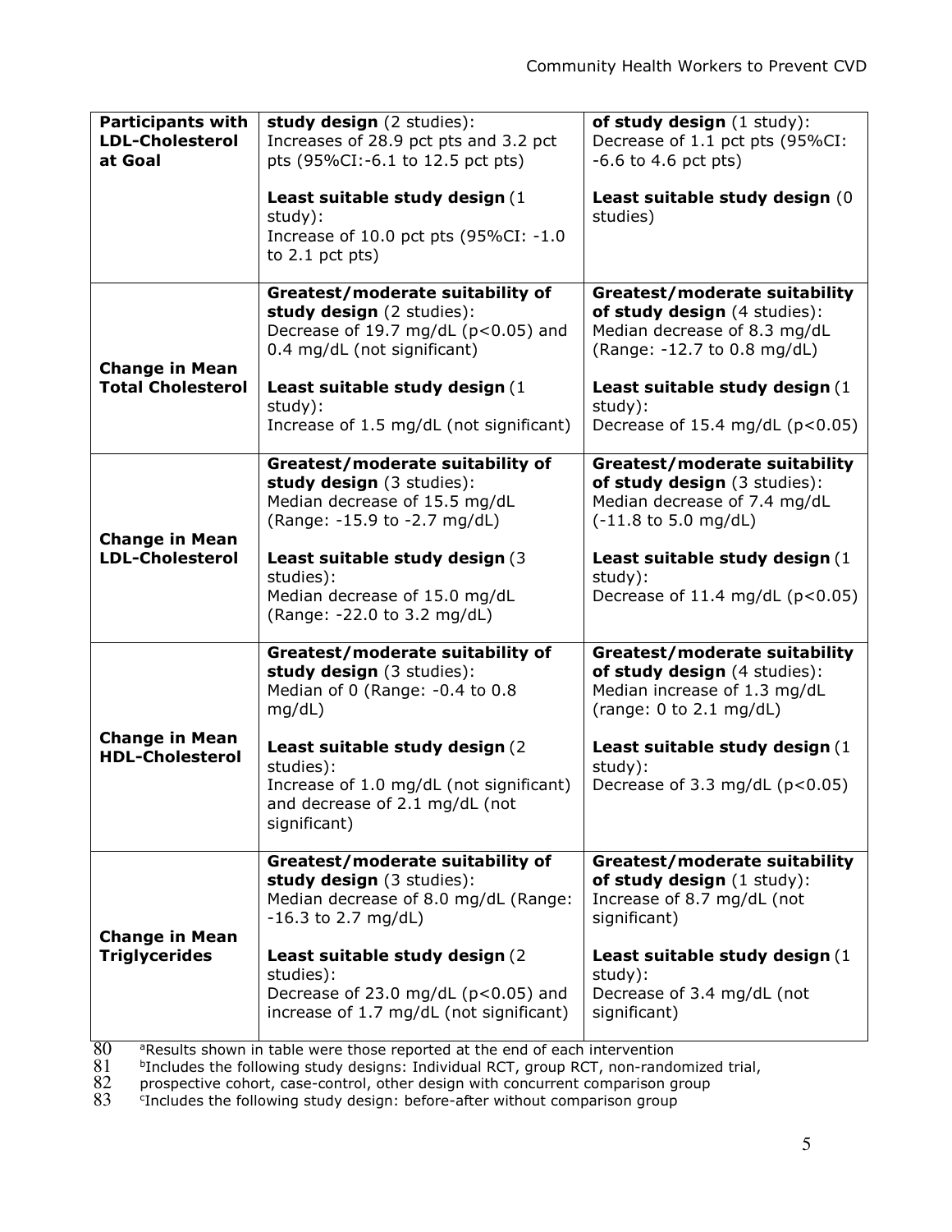| | | |
|---|---|---|
| **Participants with LDL-Cholesterol at Goal** | **study design** (2 studies): Increases of 28.9 pct pts and 3.2 pct pts (95%CI:-6.1 to 12.5 pct pts)<br><br>**Least suitable study design** (1 study): Increase of 10.0 pct pts (95%CI: -1.0 to 2.1 pct pts) | **of study design** (1 study): Decrease of 1.1 pct pts (95%CI: -6.6 to 4.6 pct pts)<br><br>**Least suitable study design** (0 studies) |
| **Change in Mean Total Cholesterol** | **Greatest/moderate suitability of study design** (2 studies): Decrease of 19.7 mg/dL ($p<0.05$) and 0.4 mg/dL (not significant)<br><br>**Least suitable study design** (1 study): Increase of 1.5 mg/dL (not significant) | **Greatest/moderate suitability of study design** (4 studies): Median decrease of 8.3 mg/dL (Range: -12.7 to 0.8 mg/dL)<br><br>**Least suitable study design** (1 study): Decrease of 15.4 mg/dL ($p<0.05$) |
| **Change in Mean LDL-Cholesterol** | **Greatest/moderate suitability of study design** (3 studies): Median decrease of 15.5 mg/dL (Range: -15.9 to -2.7 mg/dL)<br><br>**Least suitable study design** (3 studies): Median decrease of 15.0 mg/dL (Range: -22.0 to 3.2 mg/dL) | **Greatest/moderate suitability of study design** (3 studies): Median decrease of 7.4 mg/dL (-11.8 to 5.0 mg/dL)<br><br>**Least suitable study design** (1 study): Decrease of 11.4 mg/dL ($p<0.05$) |
| **Change in Mean HDL-Cholesterol** | **Greatest/moderate suitability of study design** (3 studies): Median of 0 (Range: -0.4 to 0.8 mg/dL)<br><br>**Least suitable study design** (2 studies): Increase of 1.0 mg/dL (not significant) and decrease of 2.1 mg/dL (not significant) | **Greatest/moderate suitability of study design** (4 studies): Median increase of 1.3 mg/dL (range: 0 to 2.1 mg/dL)<br><br>**Least suitable study design** (1 study): Decrease of 3.3 mg/dL ($p<0.05$) |
| **Change in Mean Triglycerides** | **Greatest/moderate suitability of study design** (3 studies): Median decrease of 8.0 mg/dL (Range: -16.3 to 2.7 mg/dL)<br><br>**Least suitable study design** (2 studies): Decrease of 23.0 mg/dL ($p<0.05$) and increase of 1.7 mg/dL (not significant) | **Greatest/moderate suitability of study design** (1 study): Increase of 8.7 mg/dL (not significant)<br><br>**Least suitable study design** (1 study): Decrease of 3.4 mg/dL (not significant) |

[a]Results shown in table were those reported at the end of each intervention
[b]Includes the following study designs: Individual RCT, group RCT, non-randomized trial, prospective cohort, case-control, other design with concurrent comparison group
[c]Includes the following study design: before-after without comparison group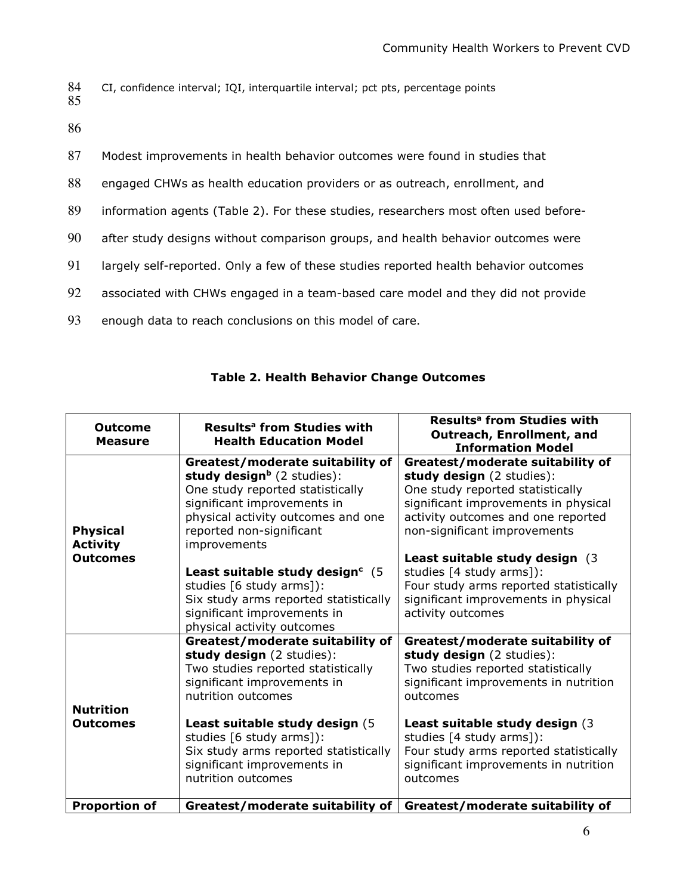CI, confidence interval; IQI, interquartile interval; pct pts, percentage points

Modest improvements in health behavior outcomes were found in studies that engaged CHWs as health education providers or as outreach, enrollment, and information agents (Table 2). For these studies, researchers most often used before-after study designs without comparison groups, and health behavior outcomes were largely self-reported. Only a few of these studies reported health behavior outcomes associated with CHWs engaged in a team-based care model and they did not provide enough data to reach conclusions on this model of care.

**Table 2. Health Behavior Change Outcomes**

| Outcome Measure | Results[a] from Studies with Health Education Model | Results[a] from Studies with Outreach, Enrollment, and Information Model |
|---|---|---|
| **Physical Activity Outcomes** | **Greatest/moderate suitability of study design[b]** (2 studies): One study reported statistically significant improvements in physical activity outcomes and one reported non-significant improvements<br><br>**Least suitable study design[c]** (5 studies [6 study arms]): Six study arms reported statistically significant improvements in physical activity outcomes | **Greatest/moderate suitability of study design** (2 studies): One study reported statistically significant improvements in physical activity outcomes and one reported non-significant improvements<br><br>**Least suitable study design** (3 studies [4 study arms]): Four study arms reported statistically significant improvements in physical activity outcomes |
| **Nutrition Outcomes** | **Greatest/moderate suitability of study design** (2 studies): Two studies reported statistically significant improvements in nutrition outcomes<br><br>**Least suitable study design** (5 studies [6 study arms]): Six study arms reported statistically significant improvements in nutrition outcomes | **Greatest/moderate suitability of study design** (2 studies): Two studies reported statistically significant improvements in nutrition outcomes<br><br>**Least suitable study design** (3 studies [4 study arms]): Four study arms reported statistically significant improvements in nutrition outcomes |
| **Proportion of** | **Greatest/moderate suitability of** | **Greatest/moderate suitability of** |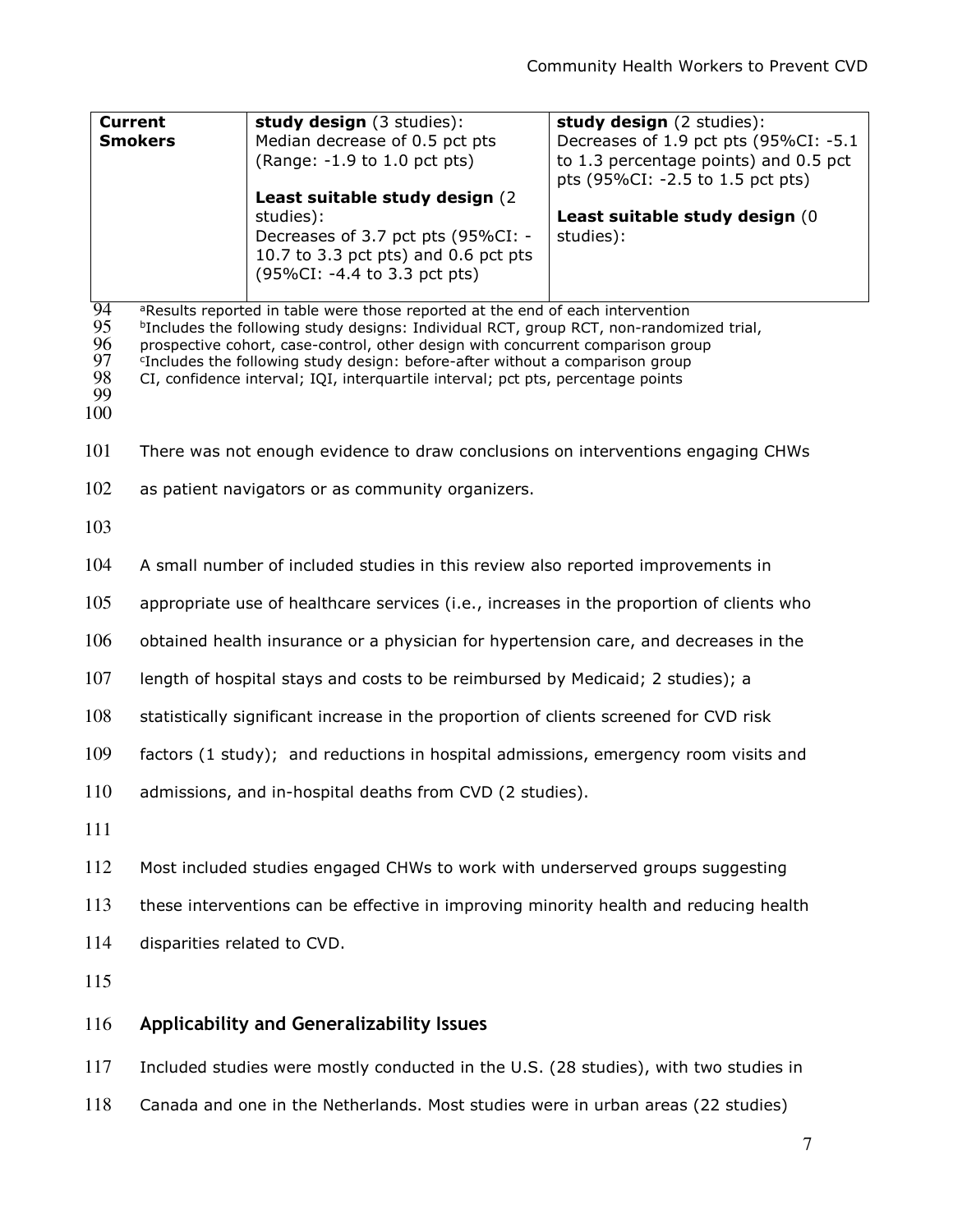| Current Smokers | **study design** (3 studies):<br>Median decrease of 0.5 pct pts (Range: -1.9 to 1.0 pct pts)<br><br>**Least suitable study design** (2 studies):<br>Decreases of 3.7 pct pts (95%CI: -10.7 to 3.3 pct pts) and 0.6 pct pts (95%CI: -4.4 to 3.3 pct pts) | **study design** (2 studies):<br>Decreases of 1.9 pct pts (95%CI: -5.1 to 1.3 percentage points) and 0.5 pct pts (95%CI: -2.5 to 1.5 pct pts)<br><br>**Least suitable study design** (0 studies): |
|---|---|---|

[a]Results reported in table were those reported at the end of each intervention
[b]Includes the following study designs: Individual RCT, group RCT, non-randomized trial, prospective cohort, case-control, other design with concurrent comparison group
[c]Includes the following study design: before-after without a comparison group
CI, confidence interval; IQI, interquartile interval; pct pts, percentage points

There was not enough evidence to draw conclusions on interventions engaging CHWs as patient navigators or as community organizers.

A small number of included studies in this review also reported improvements in appropriate use of healthcare services (i.e., increases in the proportion of clients who obtained health insurance or a physician for hypertension care, and decreases in the length of hospital stays and costs to be reimbursed by Medicaid; 2 studies); a statistically significant increase in the proportion of clients screened for CVD risk factors (1 study); and reductions in hospital admissions, emergency room visits and admissions, and in-hospital deaths from CVD (2 studies).

Most included studies engaged CHWs to work with underserved groups suggesting these interventions can be effective in improving minority health and reducing health disparities related to CVD.

## Applicability and Generalizability Issues

Included studies were mostly conducted in the U.S. (28 studies), with two studies in Canada and one in the Netherlands. Most studies were in urban areas (22 studies)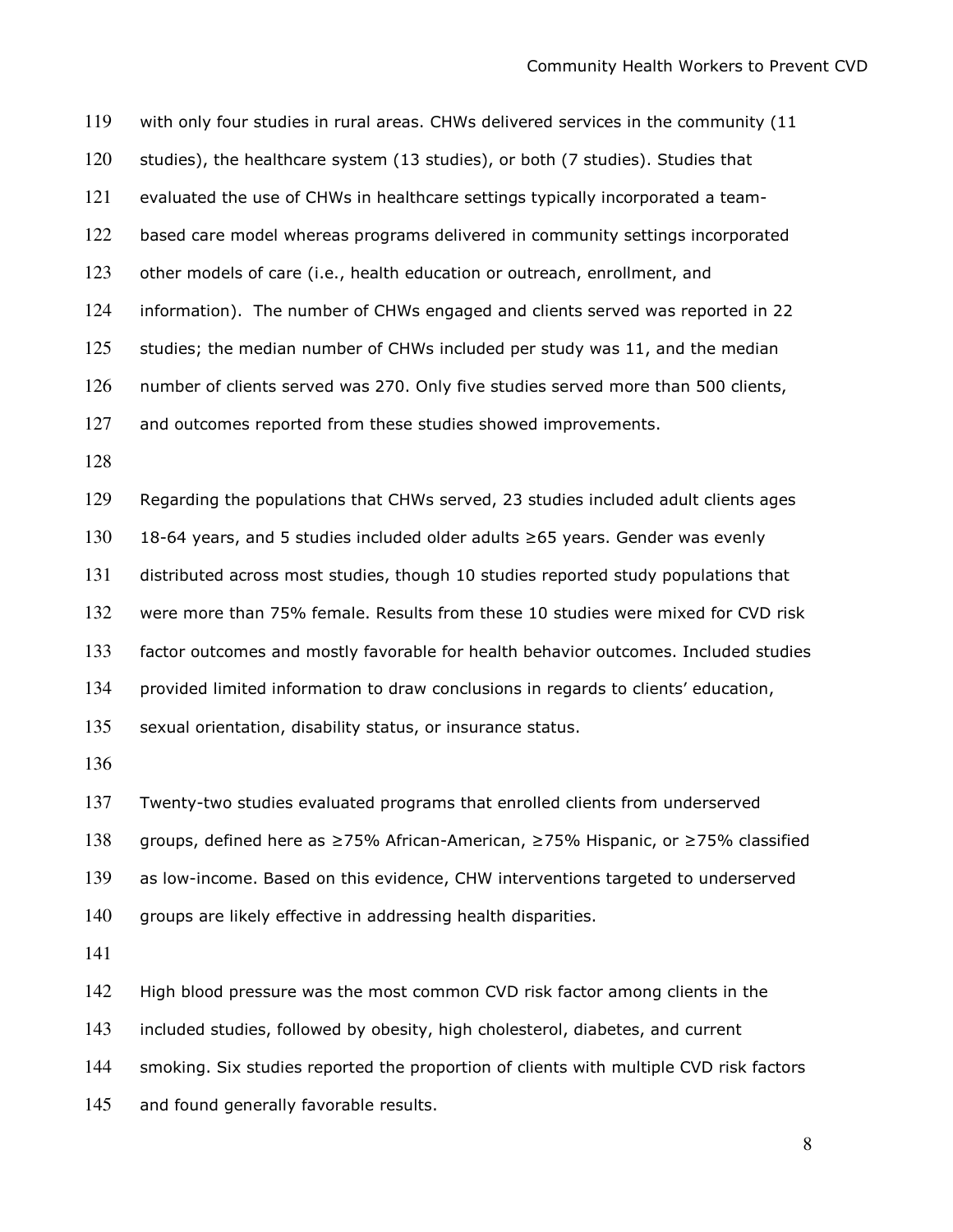with only four studies in rural areas. CHWs delivered services in the community (11 studies), the healthcare system (13 studies), or both (7 studies). Studies that evaluated the use of CHWs in healthcare settings typically incorporated a team-based care model whereas programs delivered in community settings incorporated other models of care (i.e., health education or outreach, enrollment, and information). The number of CHWs engaged and clients served was reported in 22 studies; the median number of CHWs included per study was 11, and the median number of clients served was 270. Only five studies served more than 500 clients, and outcomes reported from these studies showed improvements.

Regarding the populations that CHWs served, 23 studies included adult clients ages 18-64 years, and 5 studies included older adults ≥65 years. Gender was evenly distributed across most studies, though 10 studies reported study populations that were more than 75% female. Results from these 10 studies were mixed for CVD risk factor outcomes and mostly favorable for health behavior outcomes. Included studies provided limited information to draw conclusions in regards to clients' education, sexual orientation, disability status, or insurance status.

Twenty-two studies evaluated programs that enrolled clients from underserved groups, defined here as ≥75% African-American, ≥75% Hispanic, or ≥75% classified as low-income. Based on this evidence, CHW interventions targeted to underserved groups are likely effective in addressing health disparities.

High blood pressure was the most common CVD risk factor among clients in the included studies, followed by obesity, high cholesterol, diabetes, and current smoking. Six studies reported the proportion of clients with multiple CVD risk factors and found generally favorable results.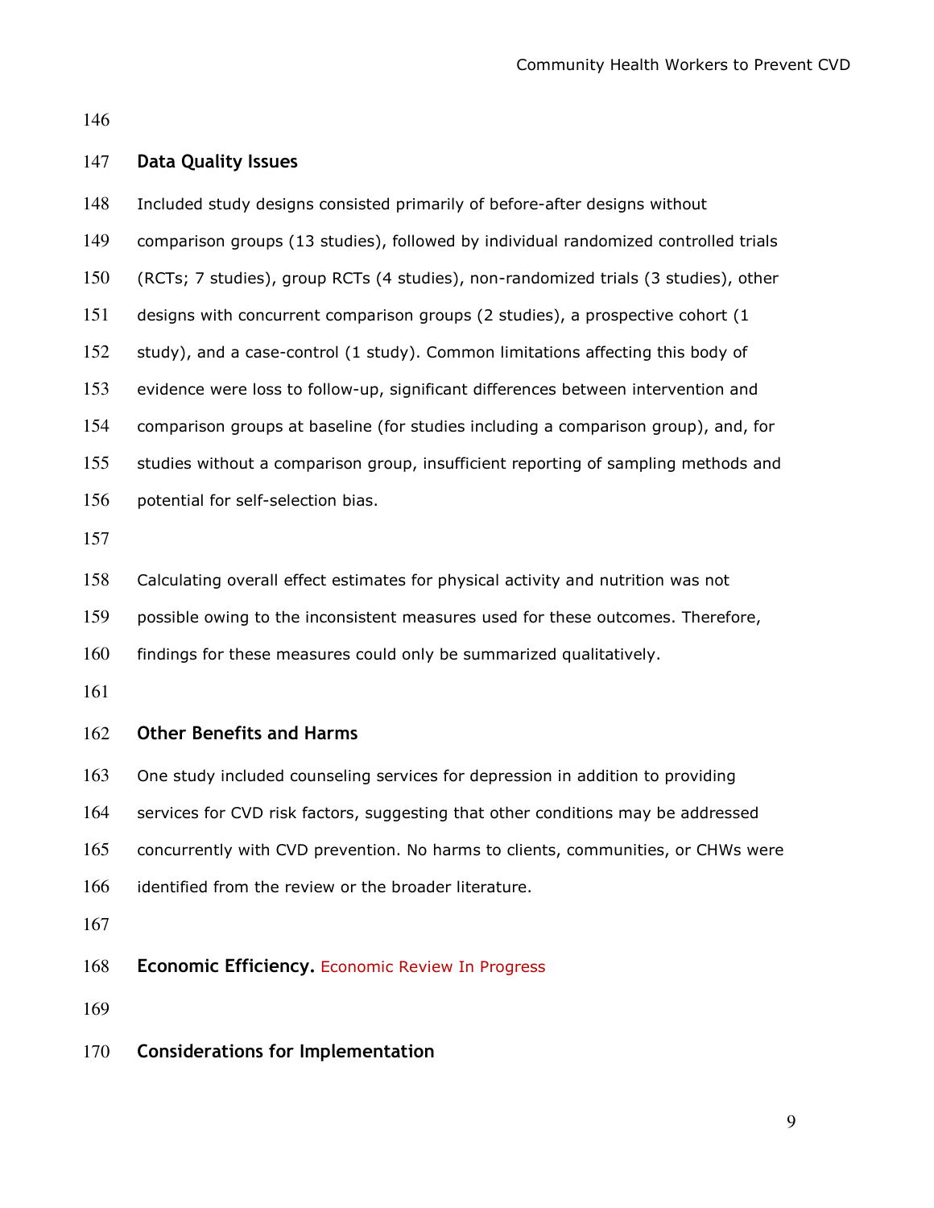## Data Quality Issues

Included study designs consisted primarily of before-after designs without comparison groups (13 studies), followed by individual randomized controlled trials (RCTs; 7 studies), group RCTs (4 studies), non-randomized trials (3 studies), other designs with concurrent comparison groups (2 studies), a prospective cohort (1 study), and a case-control (1 study). Common limitations affecting this body of evidence were loss to follow-up, significant differences between intervention and comparison groups at baseline (for studies including a comparison group), and, for studies without a comparison group, insufficient reporting of sampling methods and potential for self-selection bias.

Calculating overall effect estimates for physical activity and nutrition was not possible owing to the inconsistent measures used for these outcomes. Therefore, findings for these measures could only be summarized qualitatively.

## Other Benefits and Harms

One study included counseling services for depression in addition to providing services for CVD risk factors, suggesting that other conditions may be addressed concurrently with CVD prevention. No harms to clients, communities, or CHWs were identified from the review or the broader literature.

**Economic Efficiency.** Economic Review In Progress

## Considerations for Implementation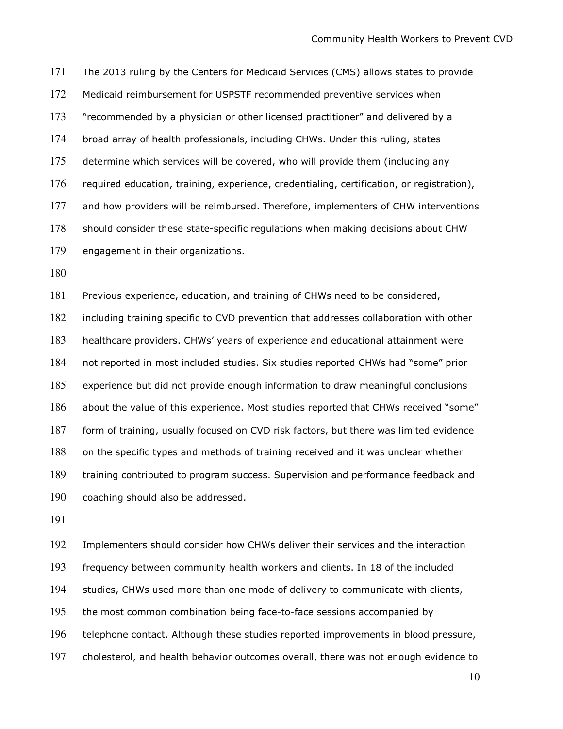The 2013 ruling by the Centers for Medicaid Services (CMS) allows states to provide Medicaid reimbursement for USPSTF recommended preventive services when "recommended by a physician or other licensed practitioner" and delivered by a broad array of health professionals, including CHWs. Under this ruling, states determine which services will be covered, who will provide them (including any required education, training, experience, credentialing, certification, or registration), and how providers will be reimbursed. Therefore, implementers of CHW interventions should consider these state-specific regulations when making decisions about CHW engagement in their organizations.

Previous experience, education, and training of CHWs need to be considered, including training specific to CVD prevention that addresses collaboration with other healthcare providers. CHWs' years of experience and educational attainment were not reported in most included studies. Six studies reported CHWs had "some" prior experience but did not provide enough information to draw meaningful conclusions about the value of this experience. Most studies reported that CHWs received "some" form of training, usually focused on CVD risk factors, but there was limited evidence on the specific types and methods of training received and it was unclear whether training contributed to program success. Supervision and performance feedback and coaching should also be addressed.

Implementers should consider how CHWs deliver their services and the interaction frequency between community health workers and clients. In 18 of the included studies, CHWs used more than one mode of delivery to communicate with clients, the most common combination being face-to-face sessions accompanied by telephone contact. Although these studies reported improvements in blood pressure, cholesterol, and health behavior outcomes overall, there was not enough evidence to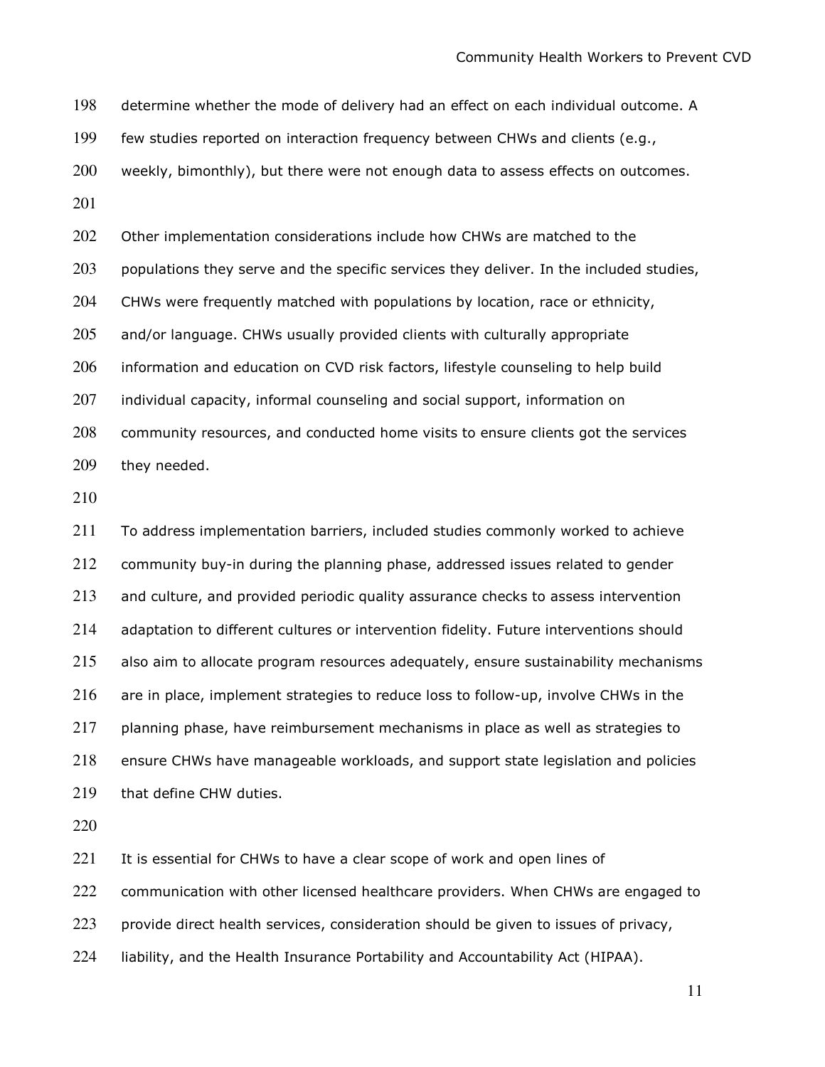determine whether the mode of delivery had an effect on each individual outcome. A few studies reported on interaction frequency between CHWs and clients (e.g., weekly, bimonthly), but there were not enough data to assess effects on outcomes.

Other implementation considerations include how CHWs are matched to the populations they serve and the specific services they deliver. In the included studies, CHWs were frequently matched with populations by location, race or ethnicity, and/or language. CHWs usually provided clients with culturally appropriate information and education on CVD risk factors, lifestyle counseling to help build individual capacity, informal counseling and social support, information on community resources, and conducted home visits to ensure clients got the services they needed.

To address implementation barriers, included studies commonly worked to achieve community buy-in during the planning phase, addressed issues related to gender and culture, and provided periodic quality assurance checks to assess intervention adaptation to different cultures or intervention fidelity. Future interventions should also aim to allocate program resources adequately, ensure sustainability mechanisms are in place, implement strategies to reduce loss to follow-up, involve CHWs in the planning phase, have reimbursement mechanisms in place as well as strategies to ensure CHWs have manageable workloads, and support state legislation and policies that define CHW duties.

It is essential for CHWs to have a clear scope of work and open lines of communication with other licensed healthcare providers. When CHWs are engaged to provide direct health services, consideration should be given to issues of privacy, liability, and the Health Insurance Portability and Accountability Act (HIPAA).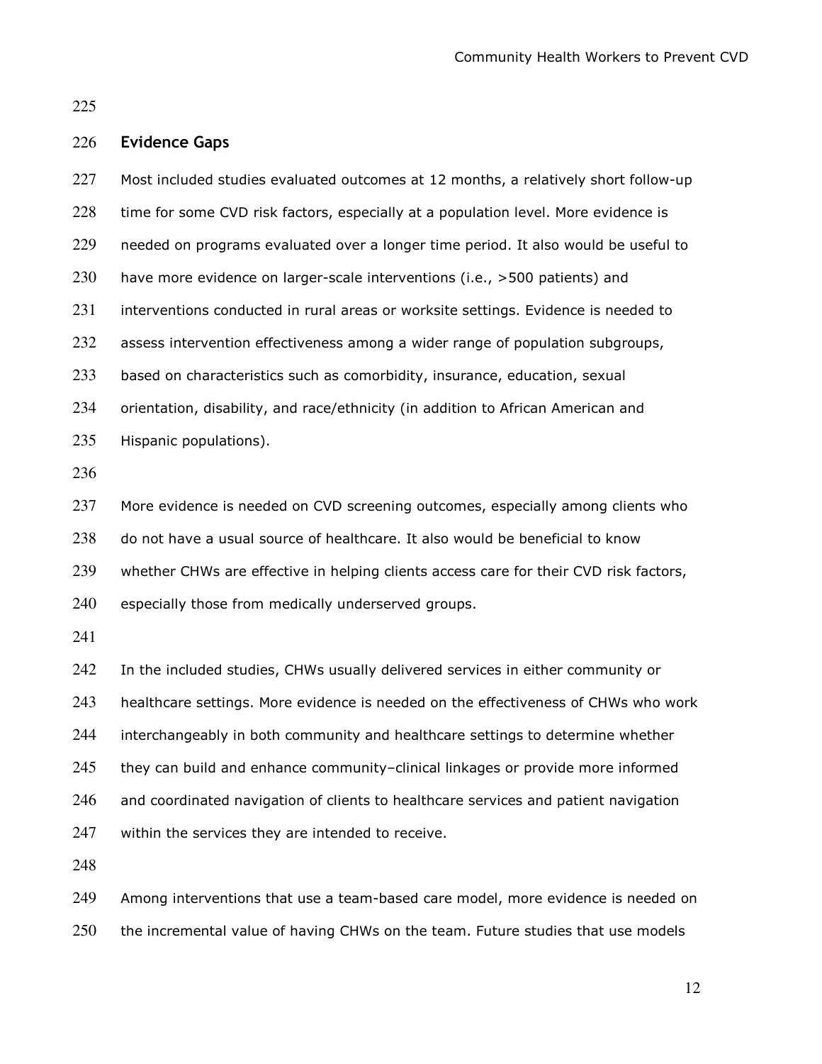## Evidence Gaps

Most included studies evaluated outcomes at 12 months, a relatively short follow-up time for some CVD risk factors, especially at a population level. More evidence is needed on programs evaluated over a longer time period. It also would be useful to have more evidence on larger-scale interventions (i.e., >500 patients) and interventions conducted in rural areas or worksite settings. Evidence is needed to assess intervention effectiveness among a wider range of population subgroups, based on characteristics such as comorbidity, insurance, education, sexual orientation, disability, and race/ethnicity (in addition to African American and Hispanic populations).

More evidence is needed on CVD screening outcomes, especially among clients who do not have a usual source of healthcare. It also would be beneficial to know whether CHWs are effective in helping clients access care for their CVD risk factors, especially those from medically underserved groups.

In the included studies, CHWs usually delivered services in either community or healthcare settings. More evidence is needed on the effectiveness of CHWs who work interchangeably in both community and healthcare settings to determine whether they can build and enhance community–clinical linkages or provide more informed and coordinated navigation of clients to healthcare services and patient navigation within the services they are intended to receive.

Among interventions that use a team-based care model, more evidence is needed on the incremental value of having CHWs on the team. Future studies that use models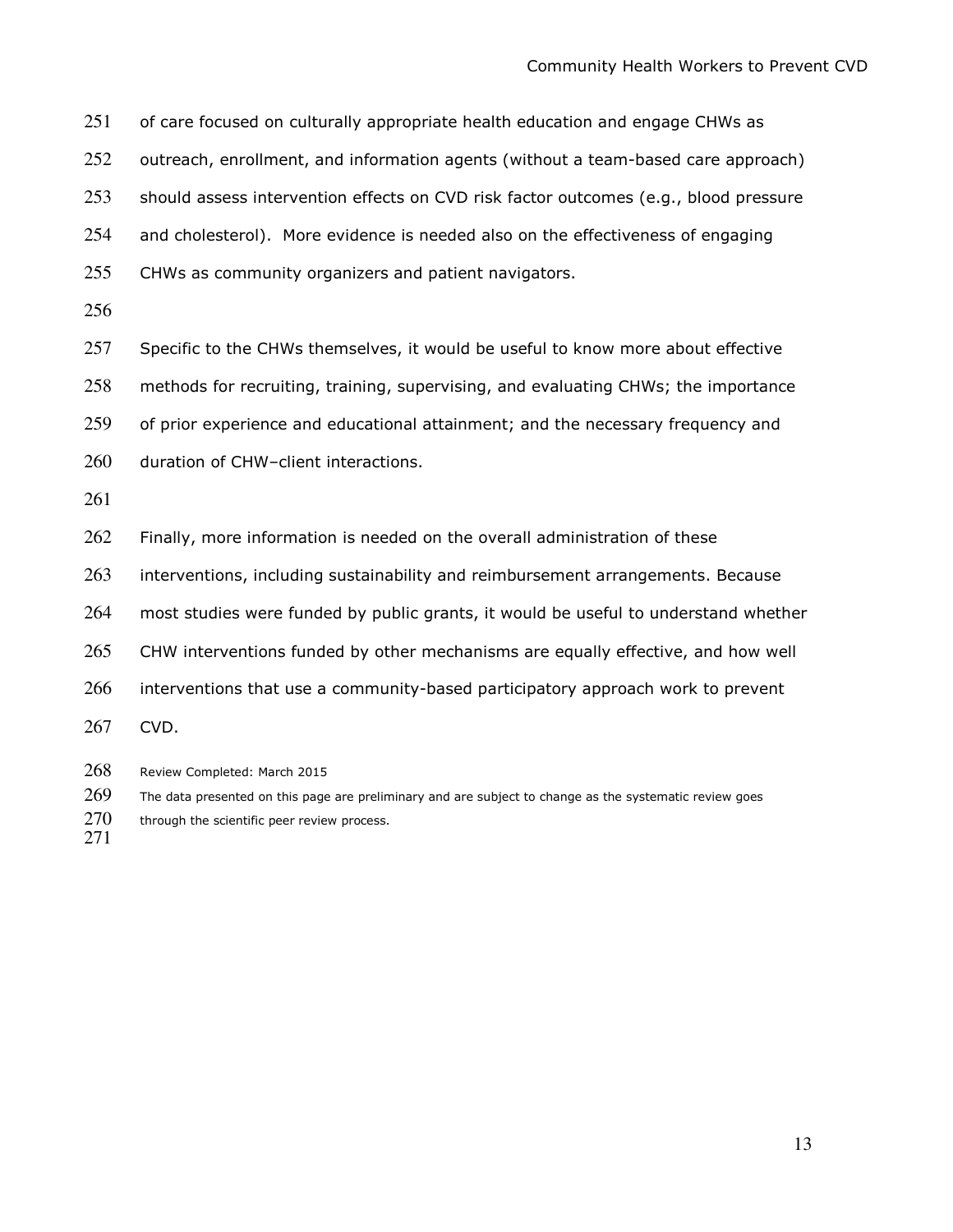of care focused on culturally appropriate health education and engage CHWs as outreach, enrollment, and information agents (without a team-based care approach) should assess intervention effects on CVD risk factor outcomes (e.g., blood pressure and cholesterol). More evidence is needed also on the effectiveness of engaging CHWs as community organizers and patient navigators.

Specific to the CHWs themselves, it would be useful to know more about effective methods for recruiting, training, supervising, and evaluating CHWs; the importance of prior experience and educational attainment; and the necessary frequency and duration of CHW–client interactions.

Finally, more information is needed on the overall administration of these interventions, including sustainability and reimbursement arrangements. Because most studies were funded by public grants, it would be useful to understand whether CHW interventions funded by other mechanisms are equally effective, and how well interventions that use a community-based participatory approach work to prevent CVD.

Review Completed: March 2015

The data presented on this page are preliminary and are subject to change as the systematic review goes through the scientific peer review process.